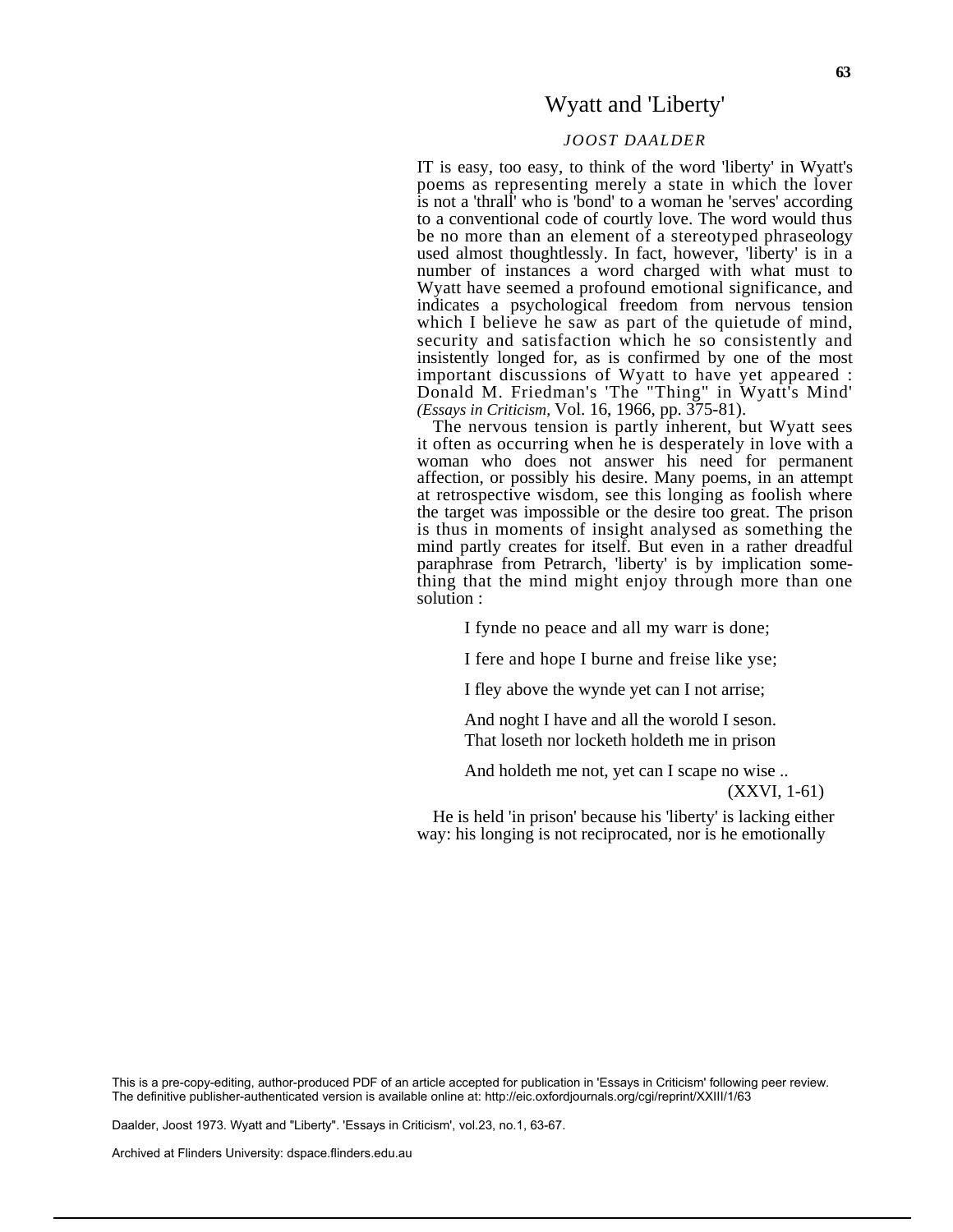# Wyatt and 'Liberty'

*JOOST DAALDER*

IT is easy, too easy, to think of the word 'liberty' in Wyatt's poems as representing merely a state in which the lover is not a 'thrall' who is 'bond' to a woman he 'serves' according to a conventional code of courtly love. The word would thus be no more than an element of a stereotyped phraseology used almost thoughtlessly. In fact, however, 'liberty' is in a number of instances a word charged with what must to Wyatt have seemed a profound emotional significance, and indicates a psychological freedom from nervous tension which I believe he saw as part of the quietude of mind, security and satisfaction which he so consistently and insistently longed for, as is confirmed by one of the most important discussions of Wyatt to have yet appeared : Donald M. Friedman's 'The "Thing" in Wyatt's Mind' *(Essays in Criticism,* Vol. 16, 1966, pp. 375-81).

The nervous tension is partly inherent, but Wyatt sees it often as occurring when he is desperately in love with a woman who does not answer his need for permanent affection, or possibly his desire. Many poems, in an attempt at retrospective wisdom, see this longing as foolish where the target was impossible or the desire too great. The prison is thus in moments of insight analysed as something the mind partly creates for itself. But even in a rather dreadful paraphrase from Petrarch, 'liberty' is by implication something that the mind might enjoy through more than one solution :

> I fynde no peace and all my warr is done;
>
> I fere and hope I burne and freise like yse;
>
> I fley above the wynde yet can I not arrise;
>
> And noght I have and all the worold I seson.
> That loseth nor locketh holdeth me in prison
>
> And holdeth me not, yet can I scape no wise ..
>
> (XXVI, 1-61)

He is held 'in prison' because his 'liberty' is lacking either way: his longing is not reciprocated, nor is he emotionally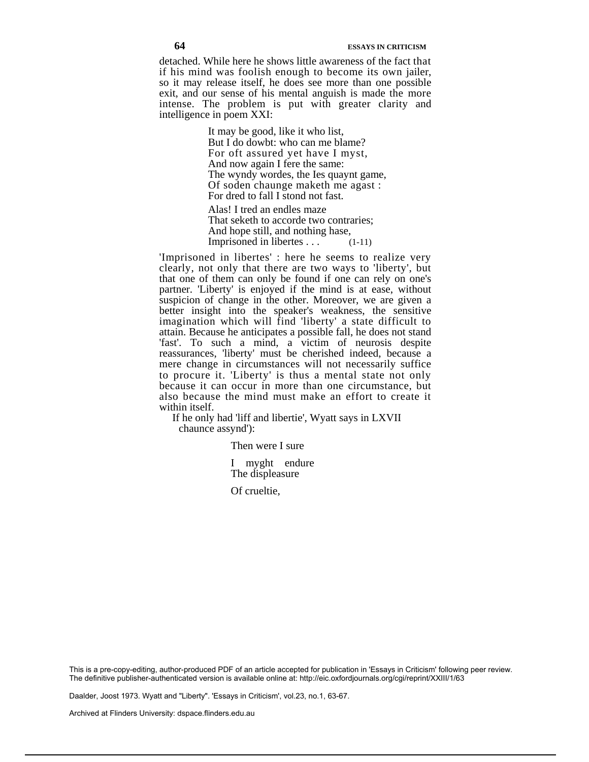detached. While here he shows little awareness of the fact that if his mind was foolish enough to become its own jailer, so it may release itself, he does see more than one possible exit, and our sense of his mental anguish is made the more intense. The problem is put with greater clarity and intelligence in poem XXI:

> It may be good, like it who list,  
> But I do dowbt: who can me blame?  
> For oft assured yet have I myst,  
> And now again I fere the same:  
> The wyndy wordes, the Ies quaynt game,  
> Of soden chaunge maketh me agast :  
> For dred to fall I stond not fast.
>
> Alas! I tred an endles maze  
> That seketh to accorde two contraries;  
> And hope still, and nothing hase,  
> Imprisoned in libertes . . . (1-11)

'Imprisoned in libertes' : here he seems to realize very clearly, not only that there are two ways to 'liberty', but that one of them can only be found if one can rely on one's partner. 'Liberty' is enjoyed if the mind is at ease, without suspicion of change in the other. Moreover, we are given a better insight into the speaker's weakness, the sensitive imagination which will find 'liberty' a state difficult to attain. Because he anticipates a possible fall, he does not stand 'fast'. To such a mind, a victim of neurosis despite reassurances, 'liberty' must be cherished indeed, because a mere change in circumstances will not necessarily suffice to procure it. 'Liberty' is thus a mental state not only because it can occur in more than one circumstance, but also because the mind must make an effort to create it within itself.

If he only had 'liff and libertie', Wyatt says in LXVII chaunce assynd'):

> Then were I sure
>
> I myght endure  
> The displeasure
>
> Of crueltie,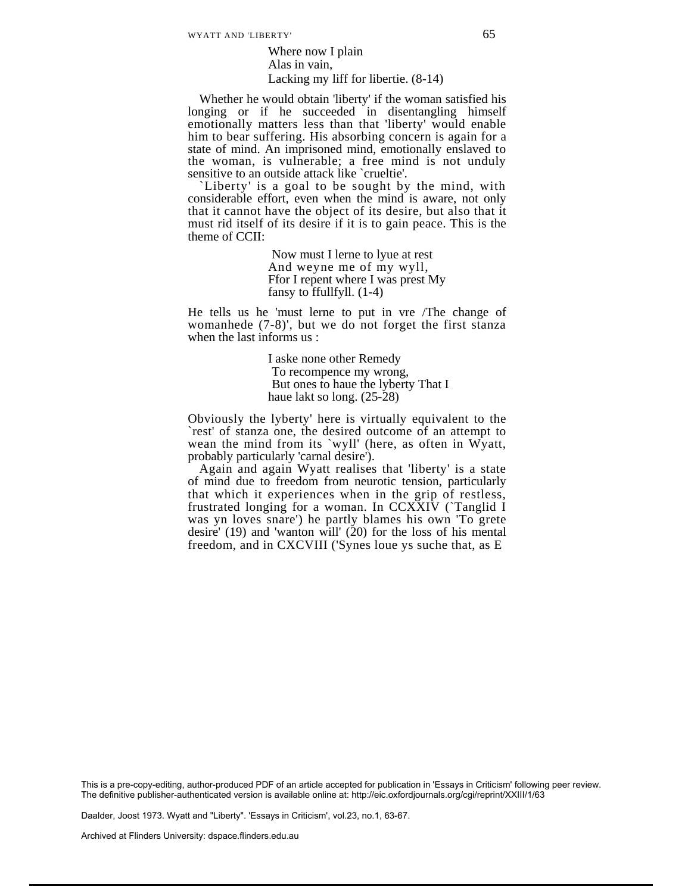Where now I plain  
Alas in vain,  
Lacking my liff for libertie. (8-14)

Whether he would obtain 'liberty' if the woman satisfied his longing or if he succeeded in disentangling himself emotionally matters less than that 'liberty' would enable him to bear suffering. His absorbing concern is again for a state of mind. An imprisoned mind, emotionally enslaved to the woman, is vulnerable; a free mind is not unduly sensitive to an outside attack like `crueltie'.

`Liberty' is a goal to be sought by the mind, with considerable effort, even when the mind is aware, not only that it cannot have the object of its desire, but also that it must rid itself of its desire if it is to gain peace. This is the theme of CCII:

Now must I lerne to lyue at rest  
And weyne me of my wyll,  
Ffor I repent where I was prest My  
fansy to ffullfyll. (1-4)

He tells us he 'must lerne to put in vre /The change of womanhede (7-8)', but we do not forget the first stanza when the last informs us :

I aske none other Remedy  
To recompence my wrong,  
But ones to haue the lyberty That I  
haue lakt so long. (25-28)

Obviously the lyberty' here is virtually equivalent to the `rest' of stanza one, the desired outcome of an attempt to wean the mind from its `wyll' (here, as often in Wyatt, probably particularly 'carnal desire').

Again and again Wyatt realises that 'liberty' is a state of mind due to freedom from neurotic tension, particularly that which it experiences when in the grip of restless, frustrated longing for a woman. In CCXXIV (`Tanglid I was yn loves snare') he partly blames his own 'To grete desire' (19) and 'wanton will' (20) for the loss of his mental freedom, and in CXCVIII ('Synes loue ys suche that, as E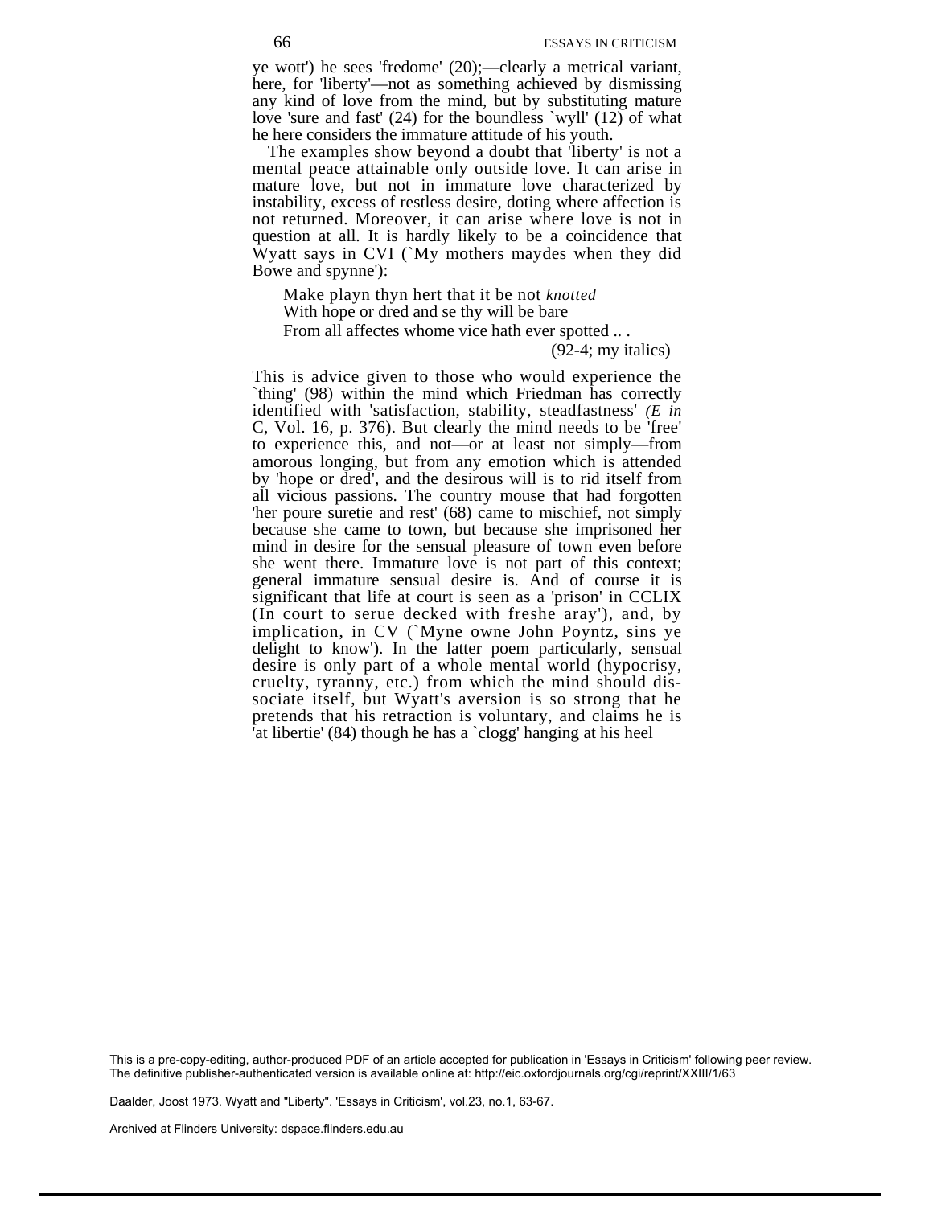ye wott') he sees 'fredome' (20);—clearly a metrical variant, here, for 'liberty'—not as something achieved by dismissing any kind of love from the mind, but by substituting mature love 'sure and fast' (24) for the boundless `wyll' (12) of what he here considers the immature attitude of his youth.

The examples show beyond a doubt that 'liberty' is not a mental peace attainable only outside love. It can arise in mature love, but not in immature love characterized by instability, excess of restless desire, doting where affection is not returned. Moreover, it can arise where love is not in question at all. It is hardly likely to be a coincidence that Wyatt says in CVI (`My mothers maydes when they did Bowe and spynne'):

> Make playn thyn hert that it be not *knotted*
> With hope or dred and se thy will be bare
> From all affectes whome vice hath ever spotted .. .
>
> (92-4; my italics)

This is advice given to those who would experience the `thing' (98) within the mind which Friedman has correctly identified with 'satisfaction, stability, steadfastness' *(E in* C, Vol. 16, p. 376). But clearly the mind needs to be 'free' to experience this, and not—or at least not simply—from amorous longing, but from any emotion which is attended by 'hope or dred', and the desirous will is to rid itself from all vicious passions. The country mouse that had forgotten 'her poure suretie and rest' (68) came to mischief, not simply because she came to town, but because she imprisoned her mind in desire for the sensual pleasure of town even before she went there. Immature love is not part of this context; general immature sensual desire is. And of course it is significant that life at court is seen as a 'prison' in CCLIX (In court to serue decked with freshe aray'), and, by implication, in CV (`Myne owne John Poyntz, sins ye delight to know'). In the latter poem particularly, sensual desire is only part of a whole mental world (hypocrisy, cruelty, tyranny, etc.) from which the mind should dissociate itself, but Wyatt's aversion is so strong that he pretends that his retraction is voluntary, and claims he is 'at libertie' (84) though he has a `clogg' hanging at his heel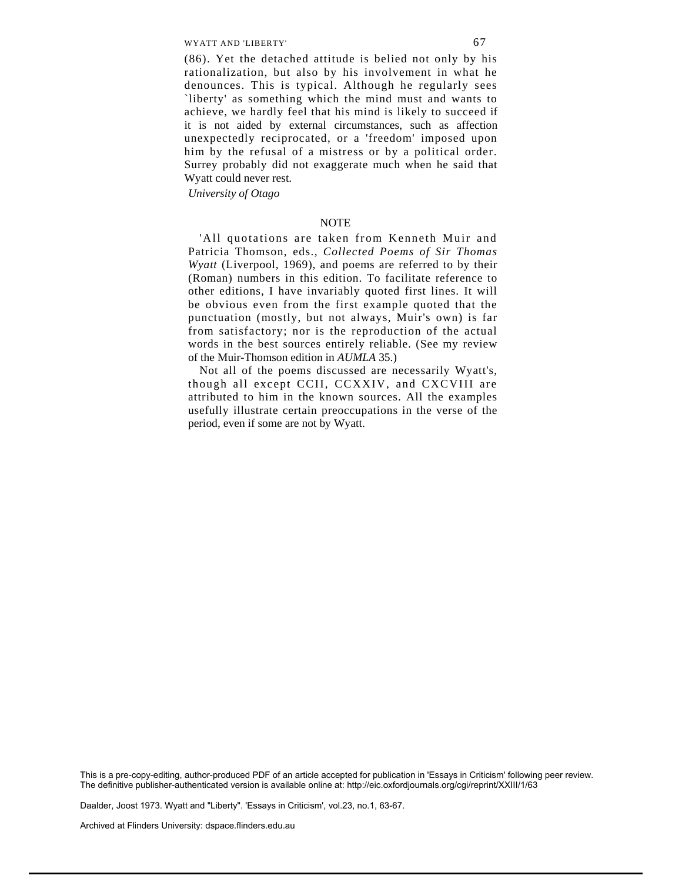(86). Yet the detached attitude is belied not only by his rationalization, but also by his involvement in what he denounces. This is typical. Although he regularly sees `liberty' as something which the mind must and wants to achieve, we hardly feel that his mind is likely to succeed if it is not aided by external circumstances, such as affection unexpectedly reciprocated, or a 'freedom' imposed upon him by the refusal of a mistress or by a political order. Surrey probably did not exaggerate much when he said that Wyatt could never rest.

*University of Otago*

## NOTE

'All quotations are taken from Kenneth Muir and Patricia Thomson, eds., *Collected Poems of Sir Thomas Wyatt* (Liverpool, 1969), and poems are referred to by their (Roman) numbers in this edition. To facilitate reference to other editions, I have invariably quoted first lines. It will be obvious even from the first example quoted that the punctuation (mostly, but not always, Muir's own) is far from satisfactory; nor is the reproduction of the actual words in the best sources entirely reliable. (See my review of the Muir-Thomson edition in *AUMLA* 35.)

Not all of the poems discussed are necessarily Wyatt's, though all except CCII, CCXXIV, and CXCVIII are attributed to him in the known sources. All the examples usefully illustrate certain preoccupations in the verse of the period, even if some are not by Wyatt.

This is a pre-copy-editing, author-produced PDF of an article accepted for publication in 'Essays in Criticism' following peer review. The definitive publisher-authenticated version is available online at: http://eic.oxfordjournals.org/cgi/reprint/XXIII/1/63

Daalder, Joost 1973. Wyatt and "Liberty". 'Essays in Criticism', vol.23, no.1, 63-67.

Archived at Flinders University: dspace.flinders.edu.au